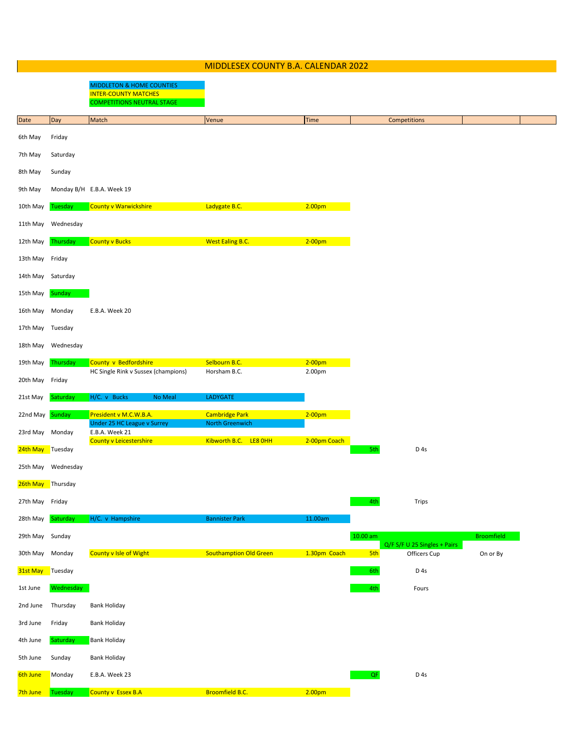# MIDDLESEX COUNTY B.A. CALENDAR 2022

MIDDLETON & HOME COUNTIES
INTER-COUNTY MATCHES
COMPETITIONS NEUTRAL STAGE

| Date | Day | Match | Venue | Time | Competitions | | |
|---|---|---|---|---|---|---|---|
| 6th May | Friday | | | | | | |
| 7th May | Saturday | | | | | | |
| 8th May | Sunday | | | | | | |
| 9th May | Monday B/H | E.B.A. Week 19 | | | | | |
| 10th May | Tuesday | County v Warwickshire | Ladygate B.C. | 2.00pm | | | |
| 11th May | Wednesday | | | | | | |
| 12th May | Thursday | County v Bucks | West Ealing B.C. | 2-00pm | | | |
| 13th May | Friday | | | | | | |
| 14th May | Saturday | | | | | | |
| 15th May | Sunday | | | | | | |
| 16th May | Monday | E.B.A. Week 20 | | | | | |
| 17th May | Tuesday | | | | | | |
| 18th May | Wednesday | | | | | | |
| 19th May | Thursday | County v Bedfordshire | Selbourn B.C. | 2-00pm | | | |
| | | HC Single Rink v Sussex (champions) | Horsham B.C. | 2.00pm | | | |
| 20th May | Friday | | | | | | |
| 21st May | Saturday | H/C. v Bucks No Meal | LADYGATE | | | | |
| 22nd May | Sunday | President v M.C.W.B.A. | Cambridge Park | 2-00pm | | | |
| | | Under 25 HC League v Surrey | North Greenwich | | | | |
| 23rd May | Monday | E.B.A. Week 21 | | | | | |
| | | County v Leicestershire | Kibworth B.C. LE8 0HH | 2-00pm Coach | | | |
| 24th May | Tuesday | | | | 5th | D 4s | |
| 25th May | Wednesday | | | | | | |
| 26th May | Thursday | | | | | | |
| 27th May | Friday | | | | 4th | Trips | |
| 28th May | Saturday | H/C. v Hampshire | Bannister Park | 11.00am | | | |
| 29th May | Sunday | | | | 10.00 am | Q/F S/F U 25 Singles + Pairs | Broomfield |
| 30th May | Monday | County v Isle of Wight | Southamption Old Green | 1.30pm Coach | 5th | Officers Cup | On or By |
| 31st May | Tuesday | | | | 6th | D 4s | |
| 1st June | Wednesday | | | | 4th | Fours | |
| 2nd June | Thursday | Bank Holiday | | | | | |
| 3rd June | Friday | Bank Holiday | | | | | |
| 4th June | Saturday | Bank Holiday | | | | | |
| 5th June | Sunday | Bank Holiday | | | | | |
| 6th June | Monday | E.B.A. Week 23 | | | QF | D 4s | |
| 7th June | Tuesday | County v Essex B.A | Broomfield B.C. | 2.00pm | | | |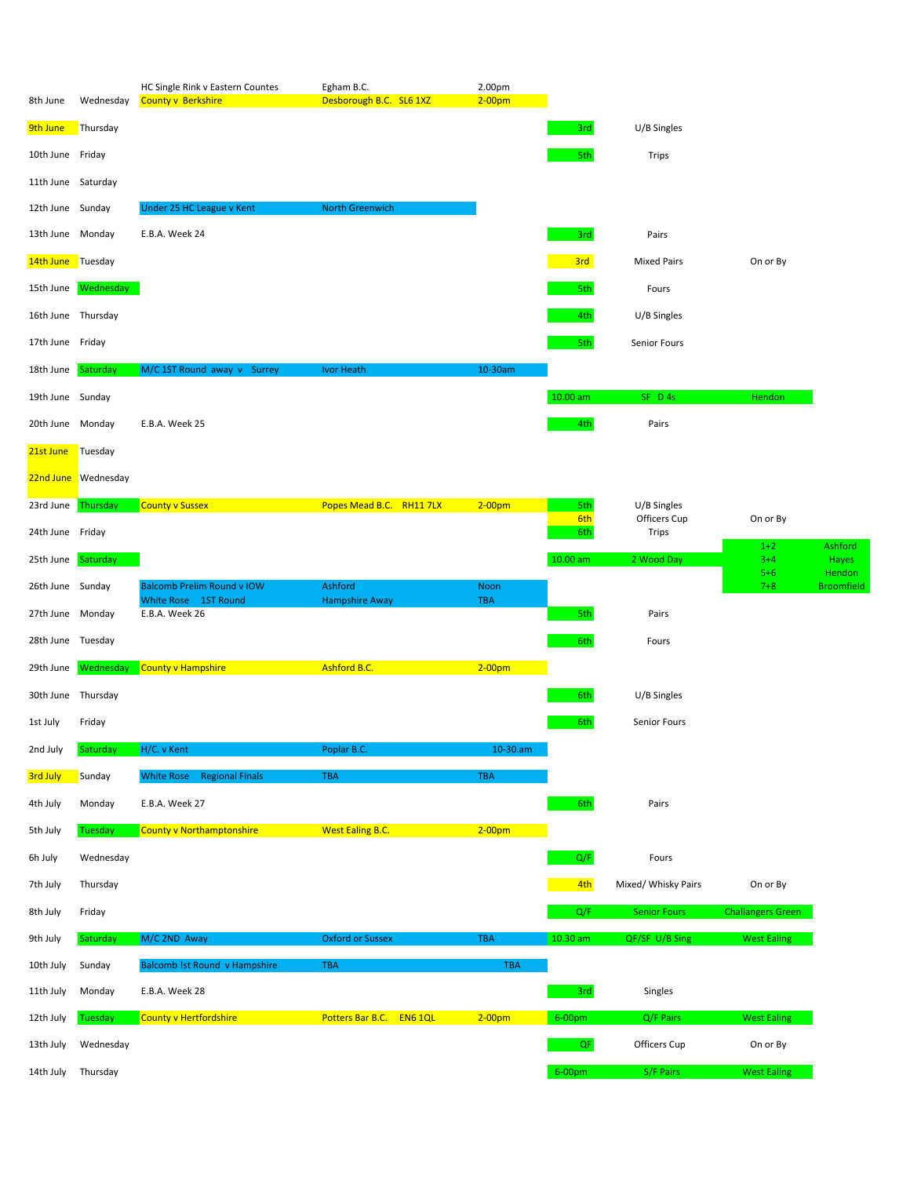| Date | Day | Event | Venue | Time | Round | Competition | Notes | |
|---|---|---|---|---|---|---|---|---|
| 8th June | Wednesday | HC Single Rink v Eastern Countes | Egham B.C. | 2.00pm | | | | |
| | | County v Berkshire | Desborough B.C. SL6 1XZ | 2-00pm | | | | |
| 9th June | Thursday | | | | 3rd | U/B Singles | | |
| 10th June | Friday | | | | 5th | Trips | | |
| 11th June | Saturday | | | | | | | |
| 12th June | Sunday | Under 25 HC League v Kent | North Greenwich | | | | | |
| 13th June | Monday | E.B.A. Week 24 | | | 3rd | Pairs | | |
| 14th June | Tuesday | | | | 3rd | Mixed Pairs | On or By | |
| 15th June | Wednesday | | | | 5th | Fours | | |
| 16th June | Thursday | | | | 4th | U/B Singles | | |
| 17th June | Friday | | | | 5th | Senior Fours | | |
| 18th June | Saturday | M/C 1ST Round away v Surrey | Ivor Heath | 10-30am | | | | |
| 19th June | Sunday | | | | 10.00 am | SF D 4s | Hendon | |
| 20th June | Monday | E.B.A. Week 25 | | | 4th | Pairs | | |
| 21st June | Tuesday | | | | | | | |
| 22nd June | Wednesday | | | | | | | |
| 23rd June | Thursday | County v Sussex | Popes Mead B.C. RH11 7LX | 2-00pm | 5th | U/B Singles | | |
| | | | | | 6th | Officers Cup | On or By | |
| 24th June | Friday | | | | 6th | Trips | | |
| | | | | | | | 1+2 | Ashford |
| 25th June | Saturday | | | | 10.00 am | 2 Wood Day | 3+4 | Hayes |
| | | | | | | | 5+6 | Hendon |
| 26th June | Sunday | Balcomb Prelim Round v IOW | Ashford | Noon | | | 7+8 | Broomfield |
| | | White Rose 1ST Round | Hampshire Away | TBA | | | | |
| 27th June | Monday | E.B.A. Week 26 | | | 5th | Pairs | | |
| 28th June | Tuesday | | | | 6th | Fours | | |
| 29th June | Wednesday | County v Hampshire | Ashford B.C. | 2-00pm | | | | |
| 30th June | Thursday | | | | 6th | U/B Singles | | |
| 1st July | Friday | | | | 6th | Senior Fours | | |
| 2nd July | Saturday | H/C. v Kent | Poplar B.C. | 10-30.am | | | | |
| 3rd July | Sunday | White Rose Regional Finals | TBA | TBA | | | | |
| 4th July | Monday | E.B.A. Week 27 | | | 6th | Pairs | | |
| 5th July | Tuesday | County v Northamptonshire | West Ealing B.C. | 2-00pm | | | | |
| 6h July | Wednesday | | | | Q/F | Fours | | |
| 7th July | Thursday | | | | 4th | Mixed/ Whisky Pairs | On or By | |
| 8th July | Friday | | | | Q/F | Senior Fours | Challangers Green | |
| 9th July | Saturday | M/C 2ND Away | Oxford or Sussex | TBA | 10.30 am | QF/SF U/B Sing | West Ealing | |
| 10th July | Sunday | Balcomb !st Round v Hampshire | TBA | TBA | | | | |
| 11th July | Monday | E.B.A. Week 28 | | | 3rd | Singles | | |
| 12th July | Tuesday | County v Hertfordshire | Potters Bar B.C. EN6 1QL | 2-00pm | 6-00pm | Q/F Pairs | West Ealing | |
| 13th July | Wednesday | | | | QF | Officers Cup | On or By | |
| 14th July | Thursday | | | | 6-00pm | S/F Pairs | West Ealing | |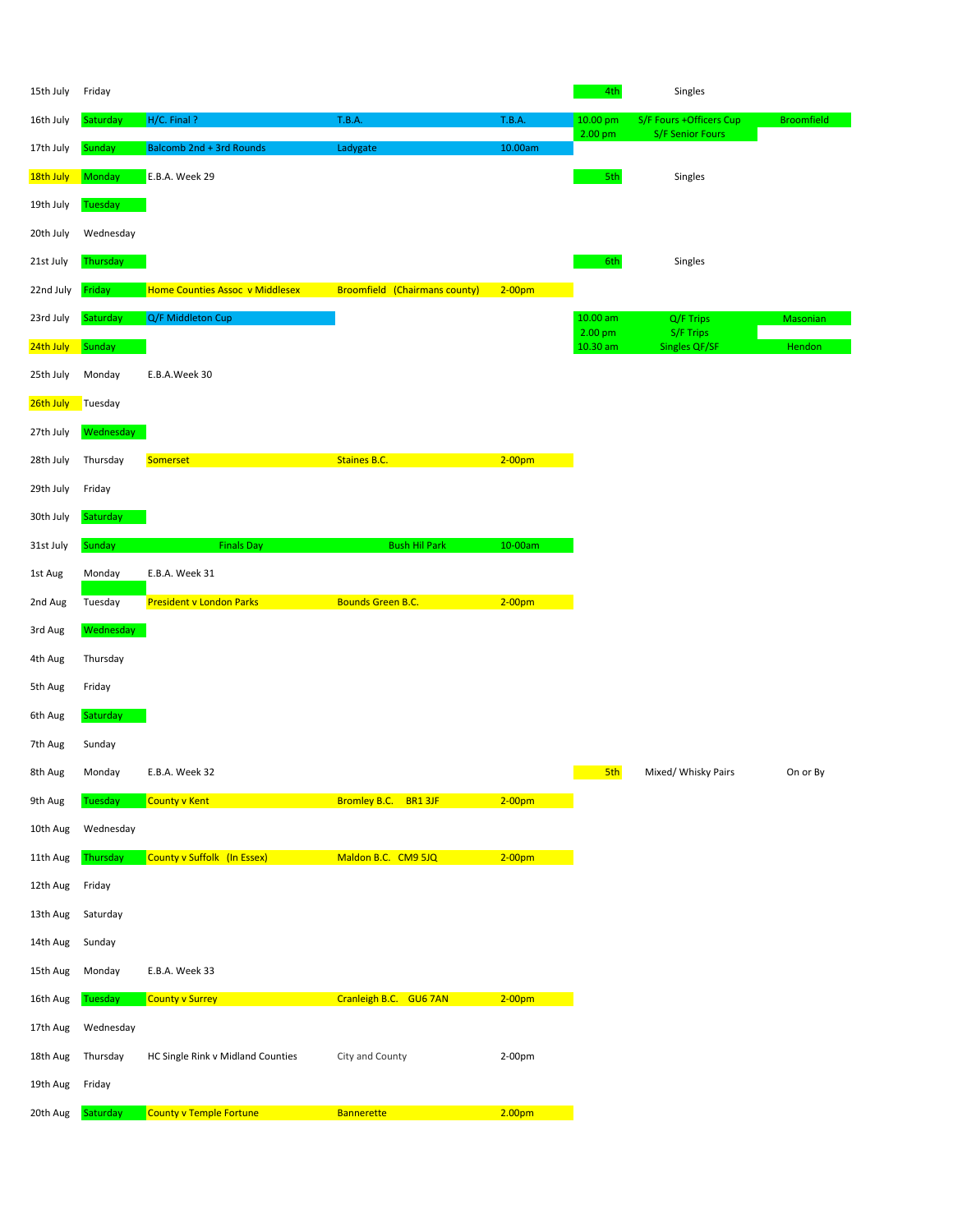| Date | Day | Event | Venue | Time | | | |
|---|---|---|---|---|---|---|---|
| 15th July | Friday | | | | 4th | Singles | |
| 16th July | Saturday | H/C. Final ? | T.B.A. | T.B.A. | 10.00 pm | S/F Fours +Officers Cup | Broomfield |
| | | | | | 2.00 pm | S/F Senior Fours | |
| 17th July | Sunday | Balcomb 2nd + 3rd Rounds | Ladygate | 10.00am | | | |
| 18th July | Monday | E.B.A. Week 29 | | | 5th | Singles | |
| 19th July | Tuesday | | | | | | |
| 20th July | Wednesday | | | | | | |
| 21st July | Thursday | | | | 6th | Singles | |
| 22nd July | Friday | Home Counties Assoc v Middlesex | Broomfield (Chairmans county) | 2-00pm | | | |
| 23rd July | Saturday | Q/F Middleton Cup | | | 10.00 am | Q/F Trips | Masonian |
| | | | | | 2.00 pm | S/F Trips | |
| 24th July | Sunday | | | | 10.30 am | Singles QF/SF | Hendon |
| 25th July | Monday | E.B.A.Week 30 | | | | | |
| 26th July | Tuesday | | | | | | |
| 27th July | Wednesday | | | | | | |
| 28th July | Thursday | Somerset | Staines B.C. | 2-00pm | | | |
| 29th July | Friday | | | | | | |
| 30th July | Saturday | | | | | | |
| 31st July | Sunday | Finals Day | Bush Hil Park | 10-00am | | | |
| 1st Aug | Monday | E.B.A. Week 31 | | | | | |
| 2nd Aug | Tuesday | President v London Parks | Bounds Green B.C. | 2-00pm | | | |
| 3rd Aug | Wednesday | | | | | | |
| 4th Aug | Thursday | | | | | | |
| 5th Aug | Friday | | | | | | |
| 6th Aug | Saturday | | | | | | |
| 7th Aug | Sunday | | | | | | |
| 8th Aug | Monday | E.B.A. Week 32 | | | 5th | Mixed/ Whisky Pairs | On or By |
| 9th Aug | Tuesday | County v Kent | Bromley B.C. BR1 3JF | 2-00pm | | | |
| 10th Aug | Wednesday | | | | | | |
| 11th Aug | Thursday | County v Suffolk (In Essex) | Maldon B.C. CM9 5JQ | 2-00pm | | | |
| 12th Aug | Friday | | | | | | |
| 13th Aug | Saturday | | | | | | |
| 14th Aug | Sunday | | | | | | |
| 15th Aug | Monday | E.B.A. Week 33 | | | | | |
| 16th Aug | Tuesday | County v Surrey | Cranleigh B.C. GU6 7AN | 2-00pm | | | |
| 17th Aug | Wednesday | | | | | | |
| 18th Aug | Thursday | HC Single Rink v Midland Counties | City and County | 2-00pm | | | |
| 19th Aug | Friday | | | | | | |
| 20th Aug | Saturday | County v Temple Fortune | Bannerette | 2.00pm | | | |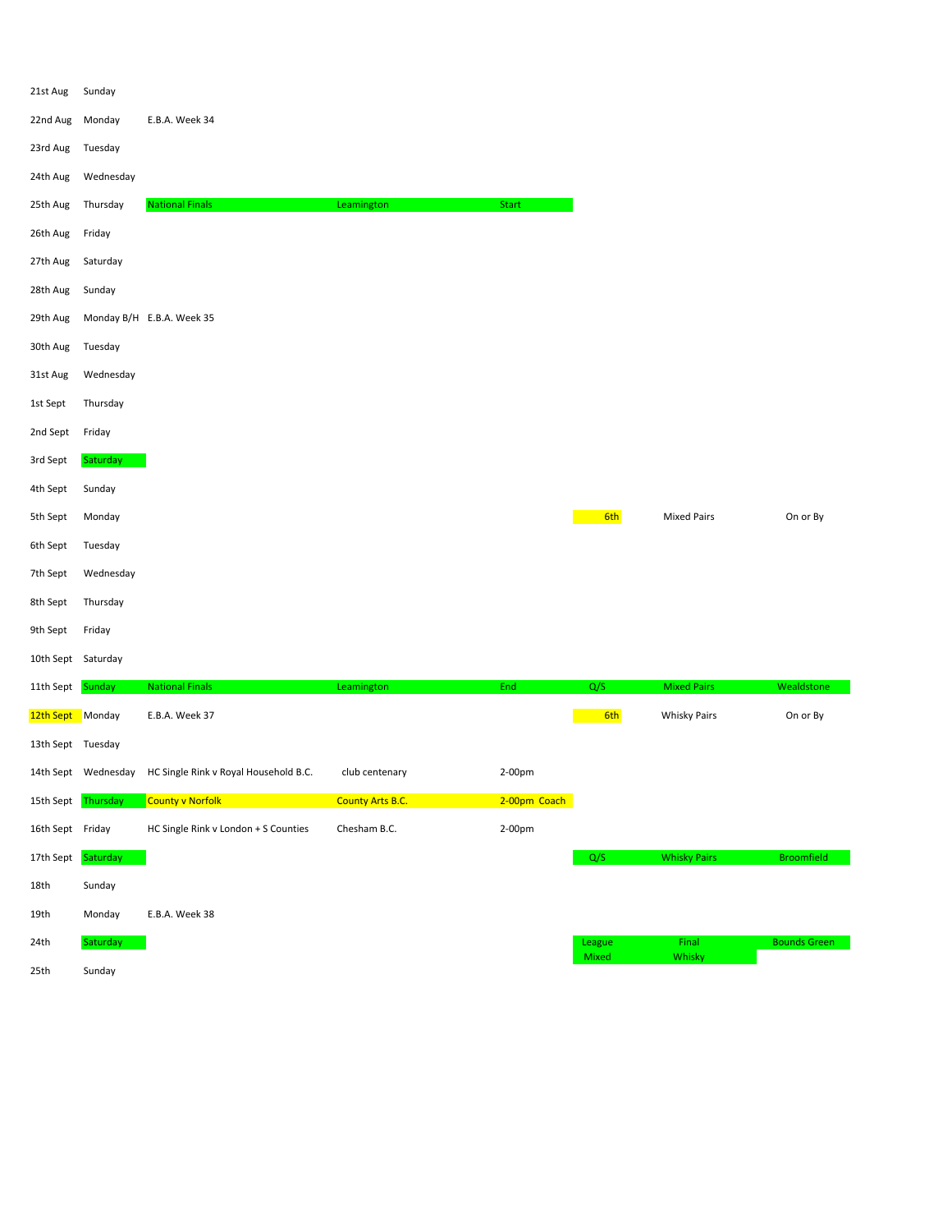| | | | | | | | |
|---|---|---|---|---|---|---|---|
| 21st Aug | Sunday | | | | | | |
| 22nd Aug | Monday | E.B.A. Week 34 | | | | | |
| 23rd Aug | Tuesday | | | | | | |
| 24th Aug | Wednesday | | | | | | |
| 25th Aug | Thursday | National Finals | Leamington | Start | | | |
| 26th Aug | Friday | | | | | | |
| 27th Aug | Saturday | | | | | | |
| 28th Aug | Sunday | | | | | | |
| 29th Aug | Monday B/H | E.B.A. Week 35 | | | | | |
| 30th Aug | Tuesday | | | | | | |
| 31st Aug | Wednesday | | | | | | |
| 1st Sept | Thursday | | | | | | |
| 2nd Sept | Friday | | | | | | |
| 3rd Sept | Saturday | | | | | | |
| 4th Sept | Sunday | | | | | | |
| 5th Sept | Monday | | | | 6th | Mixed Pairs | On or By |
| 6th Sept | Tuesday | | | | | | |
| 7th Sept | Wednesday | | | | | | |
| 8th Sept | Thursday | | | | | | |
| 9th Sept | Friday | | | | | | |
| 10th Sept | Saturday | | | | | | |
| 11th Sept | Sunday | National Finals | Leamington | End | Q/S | Mixed Pairs | Wealdstone |
| 12th Sept | Monday | E.B.A. Week 37 | | | 6th | Whisky Pairs | On or By |
| 13th Sept | Tuesday | | | | | | |
| 14th Sept | Wednesday | HC Single Rink v Royal Household B.C. | club centenary | 2-00pm | | | |
| 15th Sept | Thursday | County v Norfolk | County Arts B.C. | 2-00pm Coach | | | |
| 16th Sept | Friday | HC Single Rink v London + S Counties | Chesham B.C. | 2-00pm | | | |
| 17th Sept | Saturday | | | | Q/S | Whisky Pairs | Broomfield |
| 18th | Sunday | | | | | | |
| 19th | Monday | E.B.A. Week 38 | | | | | |
| 24th | Saturday | | | | League Mixed | Final Whisky | Bounds Green |
| 25th | Sunday | | | | | | |